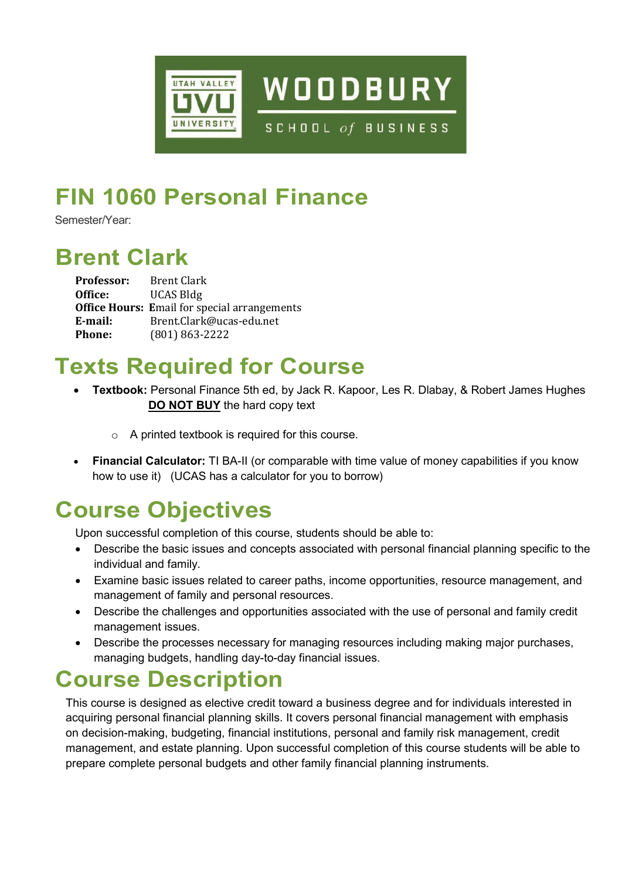# FIN 1060 Personal Finance

Semester/Year:

# Brent Clark

**Professor:** Brent Clark
**Office:** UCAS Bldg
**Office Hours:** Email for special arrangements
**E-mail:** Brent.Clark@ucas-edu.net
**Phone:** (801) 863-2222

# Texts Required for Course

- **Textbook:** Personal Finance 5th ed, by Jack R. Kapoor, Les R. Dlabay, & Robert James Hughes
  **DO NOT BUY** the hard copy text
  - A printed textbook is required for this course.
- **Financial Calculator:** TI BA-II (or comparable with time value of money capabilities if you know how to use it) (UCAS has a calculator for you to borrow)

# Course Objectives

Upon successful completion of this course, students should be able to:

- Describe the basic issues and concepts associated with personal financial planning specific to the individual and family.
- Examine basic issues related to career paths, income opportunities, resource management, and management of family and personal resources.
- Describe the challenges and opportunities associated with the use of personal and family credit management issues.
- Describe the processes necessary for managing resources including making major purchases, managing budgets, handling day-to-day financial issues.

# Course Description

This course is designed as elective credit toward a business degree and for individuals interested in acquiring personal financial planning skills. It covers personal financial management with emphasis on decision-making, budgeting, financial institutions, personal and family risk management, credit management, and estate planning. Upon successful completion of this course students will be able to prepare complete personal budgets and other family financial planning instruments.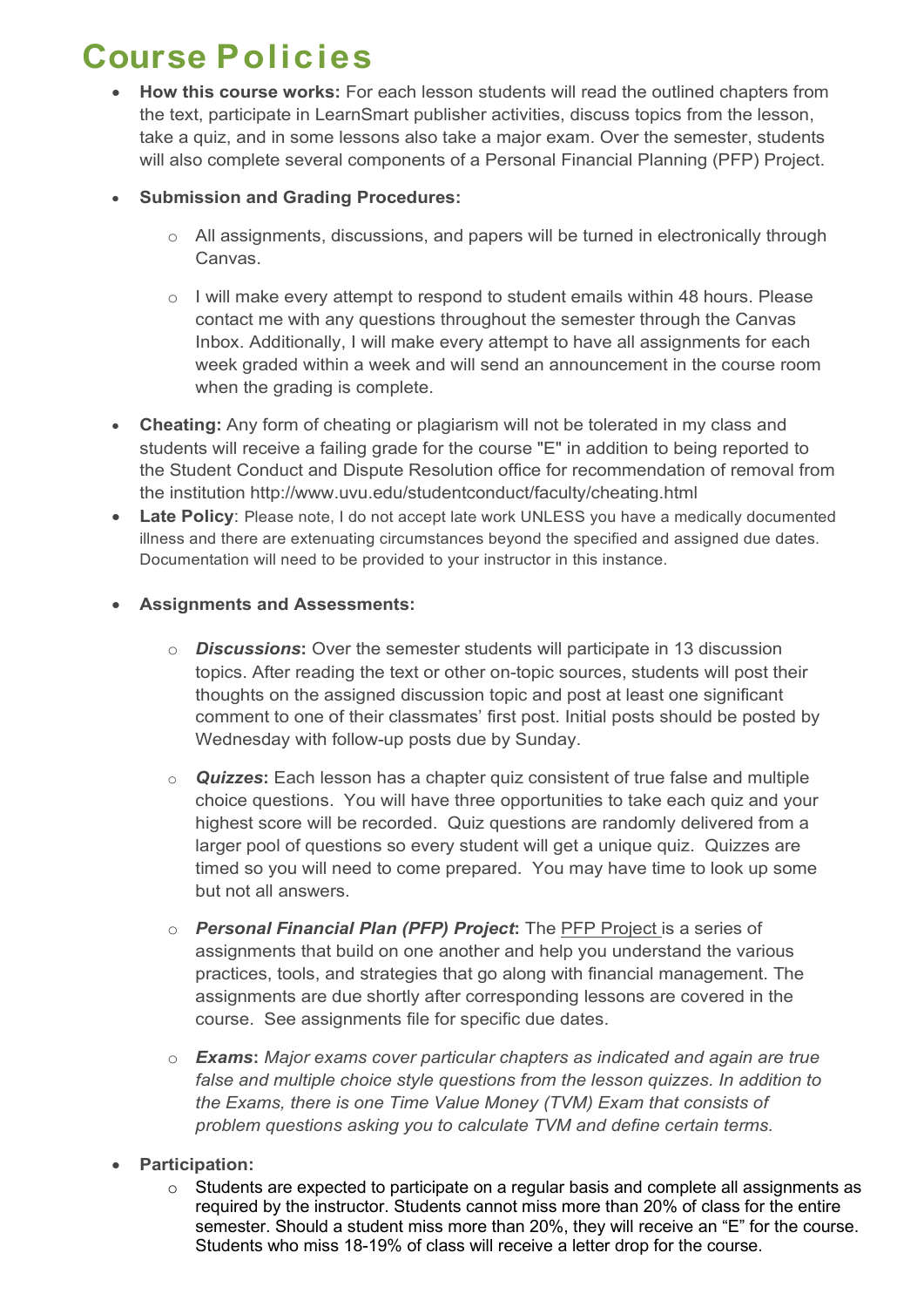# Course Policies

- **How this course works:** For each lesson students will read the outlined chapters from the text, participate in LearnSmart publisher activities, discuss topics from the lesson, take a quiz, and in some lessons also take a major exam. Over the semester, students will also complete several components of a Personal Financial Planning (PFP) Project.
- **Submission and Grading Procedures:**
  - All assignments, discussions, and papers will be turned in electronically through Canvas.
  - I will make every attempt to respond to student emails within 48 hours. Please contact me with any questions throughout the semester through the Canvas Inbox. Additionally, I will make every attempt to have all assignments for each week graded within a week and will send an announcement in the course room when the grading is complete.
- **Cheating:** Any form of cheating or plagiarism will not be tolerated in my class and students will receive a failing grade for the course "E" in addition to being reported to the Student Conduct and Dispute Resolution office for recommendation of removal from the institution http://www.uvu.edu/studentconduct/faculty/cheating.html
- **Late Policy**: Please note, I do not accept late work UNLESS you have a medically documented illness and there are extenuating circumstances beyond the specified and assigned due dates. Documentation will need to be provided to your instructor in this instance.
- **Assignments and Assessments:**
  - ***Discussions*:** Over the semester students will participate in 13 discussion topics. After reading the text or other on-topic sources, students will post their thoughts on the assigned discussion topic and post at least one significant comment to one of their classmates' first post. Initial posts should be posted by Wednesday with follow-up posts due by Sunday.
  - ***Quizzes*:** Each lesson has a chapter quiz consistent of true false and multiple choice questions. You will have three opportunities to take each quiz and your highest score will be recorded. Quiz questions are randomly delivered from a larger pool of questions so every student will get a unique quiz. Quizzes are timed so you will need to come prepared. You may have time to look up some but not all answers.
  - ***Personal Financial Plan (PFP) Project*:** The PFP Project is a series of assignments that build on one another and help you understand the various practices, tools, and strategies that go along with financial management. The assignments are due shortly after corresponding lessons are covered in the course. See assignments file for specific due dates.
  - ***Exams*:** *Major exams cover particular chapters as indicated and again are true false and multiple choice style questions from the lesson quizzes. In addition to the Exams, there is one Time Value Money (TVM) Exam that consists of problem questions asking you to calculate TVM and define certain terms.*
- **Participation:**
  - Students are expected to participate on a regular basis and complete all assignments as required by the instructor. Students cannot miss more than 20% of class for the entire semester. Should a student miss more than 20%, they will receive an "E" for the course. Students who miss 18-19% of class will receive a letter drop for the course.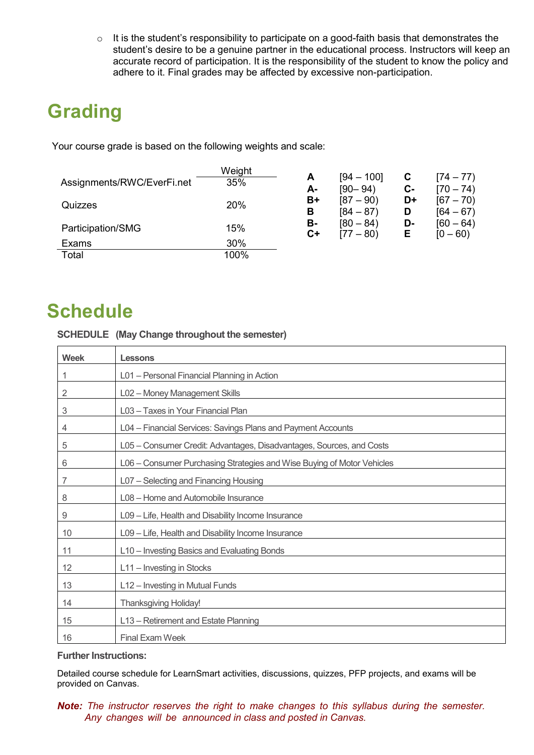- It is the student's responsibility to participate on a good-faith basis that demonstrates the student's desire to be a genuine partner in the educational process. Instructors will keep an accurate record of participation. It is the responsibility of the student to know the policy and adhere to it. Final grades may be affected by excessive non-participation.

# Grading

Your course grade is based on the following weights and scale:

| | Weight |
|---|---|
| Assignments/RWC/EverFi.net | 35% |
| Quizzes | 20% |
| Participation/SMG | 15% |
| Exams | 30% |
| Total | 100% |

| | | | |
|---|---|---|---|
| **A** | [94 – 100] | **C** | [74 – 77) |
| **A-** | [90– 94) | **C-** | [70 – 74) |
| **B+** | [87 – 90) | **D+** | [67 – 70) |
| **B** | [84 – 87) | **D** | [64 – 67) |
| **B-** | [80 – 84) | **D-** | [60 – 64) |
| **C+** | [77 – 80) | **E** | [0 – 60) |

# Schedule

**SCHEDULE (May Change throughout the semester)**

| Week | Lessons |
|---|---|
| 1 | L01 – Personal Financial Planning in Action |
| 2 | L02 – Money Management Skills |
| 3 | L03 – Taxes in Your Financial Plan |
| 4 | L04 – Financial Services: Savings Plans and Payment Accounts |
| 5 | L05 – Consumer Credit: Advantages, Disadvantages, Sources, and Costs |
| 6 | L06 – Consumer Purchasing Strategies and Wise Buying of Motor Vehicles |
| 7 | L07 – Selecting and Financing Housing |
| 8 | L08 – Home and Automobile Insurance |
| 9 | L09 – Life, Health and Disability Income Insurance |
| 10 | L09 – Life, Health and Disability Income Insurance |
| 11 | L10 – Investing Basics and Evaluating Bonds |
| 12 | L11 – Investing in Stocks |
| 13 | L12 – Investing in Mutual Funds |
| 14 | Thanksgiving Holiday! |
| 15 | L13 – Retirement and Estate Planning |
| 16 | Final Exam Week |

**Further Instructions:**

Detailed course schedule for LearnSmart activities, discussions, quizzes, PFP projects, and exams will be provided on Canvas.

***Note:*** *The instructor reserves the right to make changes to this syllabus during the semester. Any changes will be announced in class and posted in Canvas.*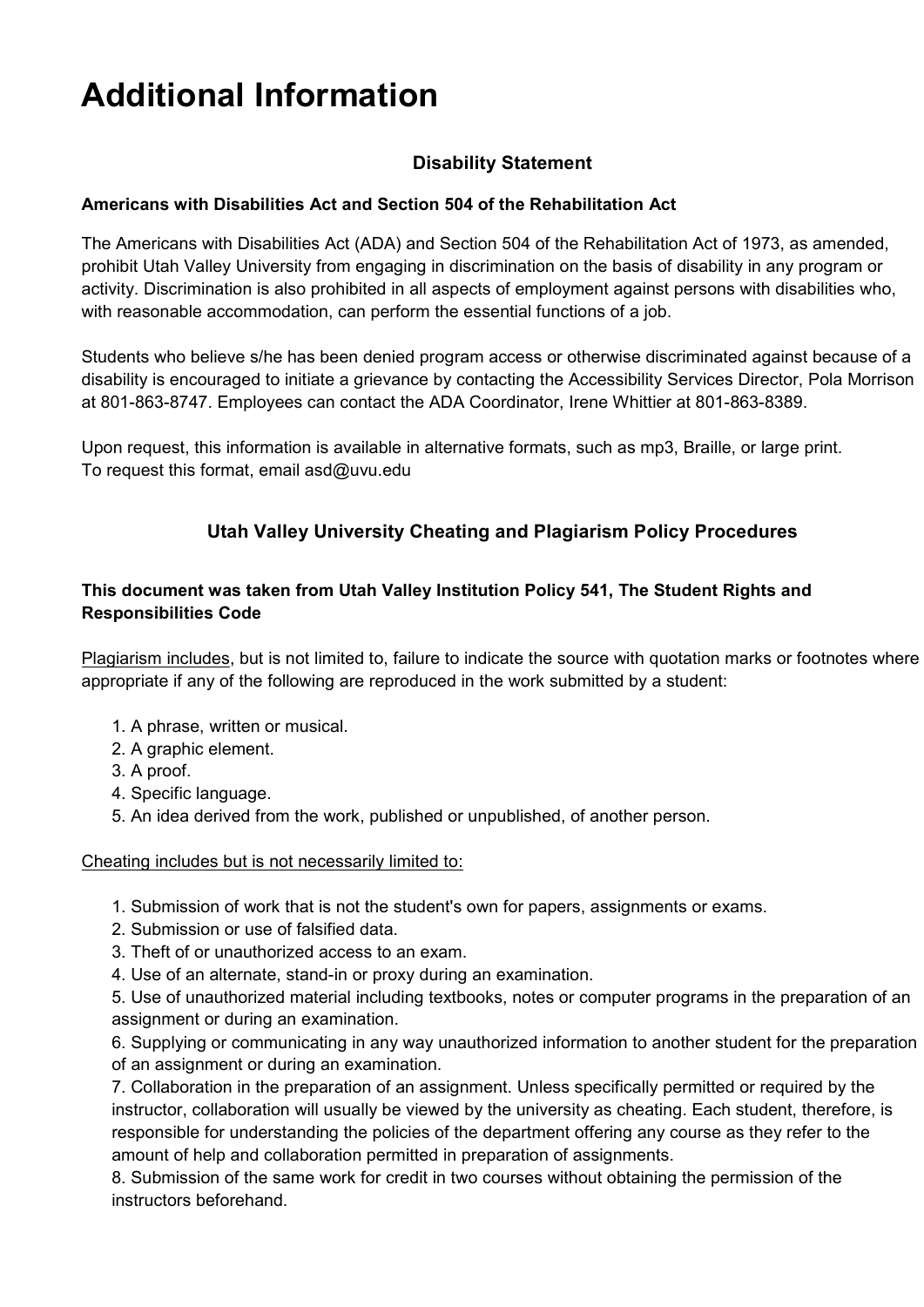# Additional Information

### Disability Statement

**Americans with Disabilities Act and Section 504 of the Rehabilitation Act**

The Americans with Disabilities Act (ADA) and Section 504 of the Rehabilitation Act of 1973, as amended, prohibit Utah Valley University from engaging in discrimination on the basis of disability in any program or activity. Discrimination is also prohibited in all aspects of employment against persons with disabilities who, with reasonable accommodation, can perform the essential functions of a job.

Students who believe s/he has been denied program access or otherwise discriminated against because of a disability is encouraged to initiate a grievance by contacting the Accessibility Services Director, Pola Morrison at 801-863-8747. Employees can contact the ADA Coordinator, Irene Whittier at 801-863-8389.

Upon request, this information is available in alternative formats, such as mp3, Braille, or large print.
To request this format, email asd@uvu.edu

### Utah Valley University Cheating and Plagiarism Policy Procedures

**This document was taken from Utah Valley Institution Policy 541, The Student Rights and Responsibilities Code**

Plagiarism includes, but is not limited to, failure to indicate the source with quotation marks or footnotes where appropriate if any of the following are reproduced in the work submitted by a student:

1. A phrase, written or musical.
2. A graphic element.
3. A proof.
4. Specific language.
5. An idea derived from the work, published or unpublished, of another person.

Cheating includes but is not necessarily limited to:

1. Submission of work that is not the student's own for papers, assignments or exams.
2. Submission or use of falsified data.
3. Theft of or unauthorized access to an exam.
4. Use of an alternate, stand-in or proxy during an examination.
5. Use of unauthorized material including textbooks, notes or computer programs in the preparation of an assignment or during an examination.
6. Supplying or communicating in any way unauthorized information to another student for the preparation of an assignment or during an examination.
7. Collaboration in the preparation of an assignment. Unless specifically permitted or required by the instructor, collaboration will usually be viewed by the university as cheating. Each student, therefore, is responsible for understanding the policies of the department offering any course as they refer to the amount of help and collaboration permitted in preparation of assignments.
8. Submission of the same work for credit in two courses without obtaining the permission of the instructors beforehand.